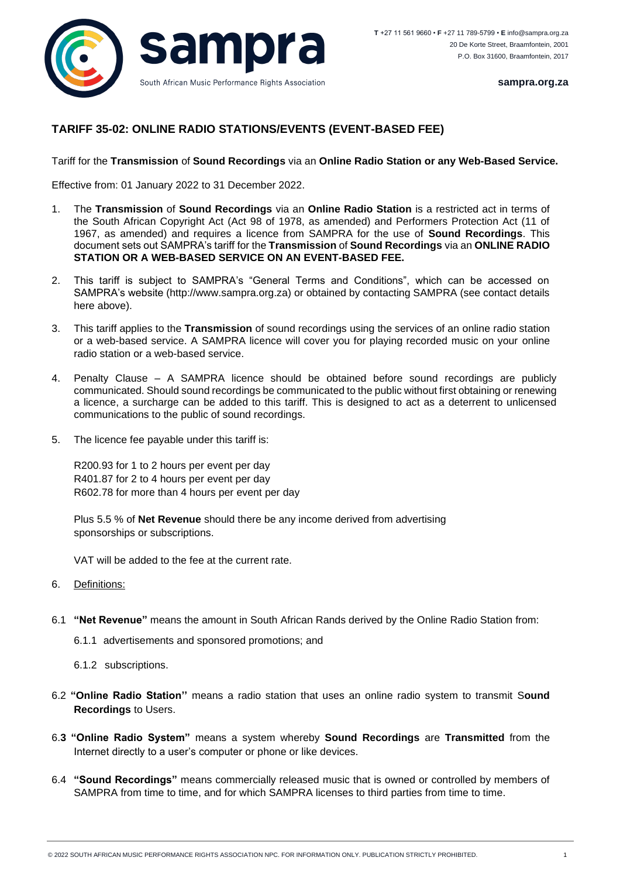**T** +27 11 561 9660 • **F** +27 11 789-5799 • **E** info@sampra.org.za
20 De Korte Street, Braamfontein, 2001
P.O. Box 31600, Braamfontein, 2017

**sampra.org.za**

# sampra

South African Music Performance Rights Association

## TARIFF 35-02: ONLINE RADIO STATIONS/EVENTS (EVENT-BASED FEE)

Tariff for the **Transmission** of **Sound Recordings** via an **Online Radio Station or any Web-Based Service.**

Effective from: 01 January 2022 to 31 December 2022.

1. The **Transmission** of **Sound Recordings** via an **Online Radio Station** is a restricted act in terms of the South African Copyright Act (Act 98 of 1978, as amended) and Performers Protection Act (11 of 1967, as amended) and requires a licence from SAMPRA for the use of **Sound Recordings**. This document sets out SAMPRA's tariff for the **Transmission** of **Sound Recordings** via an **ONLINE RADIO STATION OR A WEB-BASED SERVICE ON AN EVENT-BASED FEE.**

2. This tariff is subject to SAMPRA's "General Terms and Conditions", which can be accessed on SAMPRA's website (http://www.sampra.org.za) or obtained by contacting SAMPRA (see contact details here above).

3. This tariff applies to the **Transmission** of sound recordings using the services of an online radio station or a web-based service. A SAMPRA licence will cover you for playing recorded music on your online radio station or a web-based service.

4. Penalty Clause – A SAMPRA licence should be obtained before sound recordings are publicly communicated. Should sound recordings be communicated to the public without first obtaining or renewing a licence, a surcharge can be added to this tariff. This is designed to act as a deterrent to unlicensed communications to the public of sound recordings.

5. The licence fee payable under this tariff is:

   R200.93 for 1 to 2 hours per event per day
   R401.87 for 2 to 4 hours per event per day
   R602.78 for more than 4 hours per event per day

   Plus 5.5 % of **Net Revenue** should there be any income derived from advertising sponsorships or subscriptions.

   VAT will be added to the fee at the current rate.

6. Definitions:

6.1 **"Net Revenue"** means the amount in South African Rands derived by the Online Radio Station from:

   6.1.1 advertisements and sponsored promotions; and

   6.1.2 subscriptions.

6.2 **"Online Radio Station"** means a radio station that uses an online radio system to transmit S**ound Recordings** to Users.

6.**3 "Online Radio System"** means a system whereby **Sound Recordings** are **Transmitted** from the Internet directly to a user's computer or phone or like devices.

6.4 **"Sound Recordings"** means commercially released music that is owned or controlled by members of SAMPRA from time to time, and for which SAMPRA licenses to third parties from time to time.

© 2022 SOUTH AFRICAN MUSIC PERFORMANCE RIGHTS ASSOCIATION NPC. FOR INFORMATION ONLY. PUBLICATION STRICTLY PROHIBITED.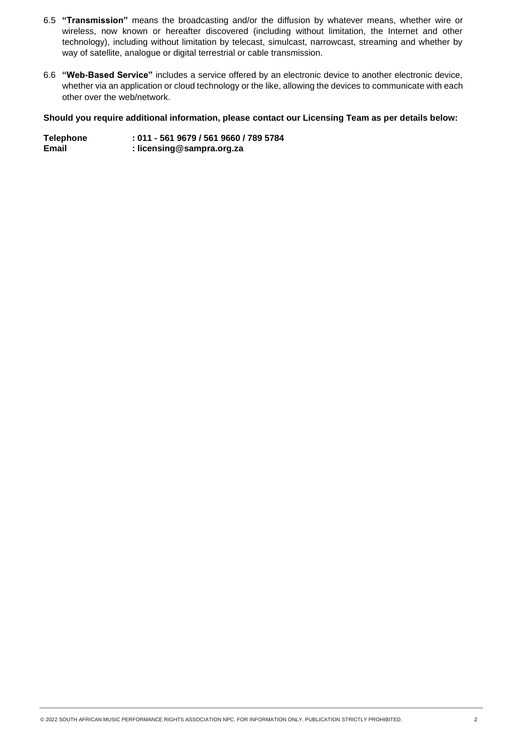6.5 **"Transmission"** means the broadcasting and/or the diffusion by whatever means, whether wire or wireless, now known or hereafter discovered (including without limitation, the Internet and other technology), including without limitation by telecast, simulcast, narrowcast, streaming and whether by way of satellite, analogue or digital terrestrial or cable transmission.

6.6 **"Web-Based Service"** includes a service offered by an electronic device to another electronic device, whether via an application or cloud technology or the like, allowing the devices to communicate with each other over the web/network.

**Should you require additional information, please contact our Licensing Team as per details below:**

| | |
|---|---|
| **Telephone** | **: 011 - 561 9679 / 561 9660 / 789 5784** |
| **Email** | **: licensing@sampra.org.za** |